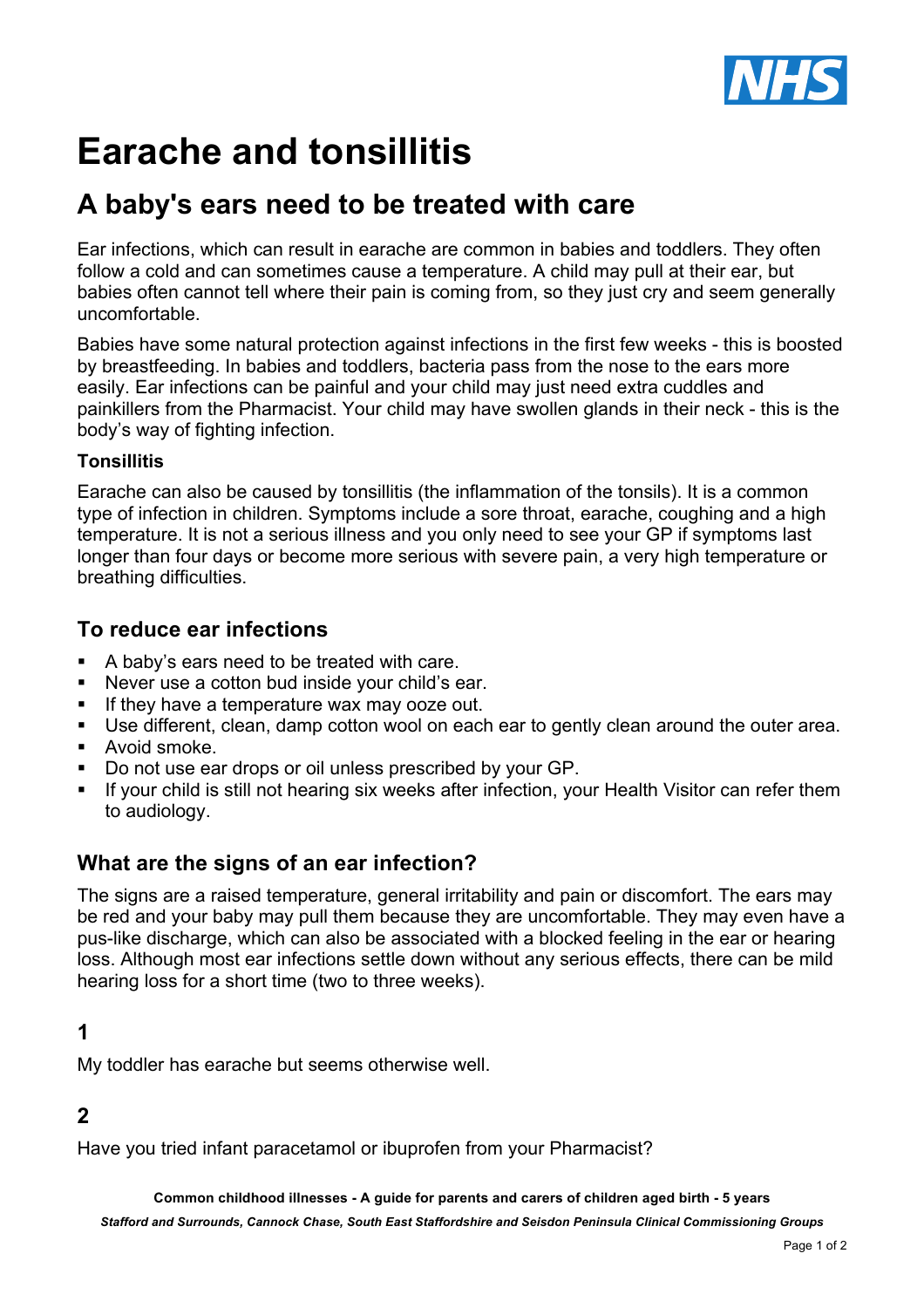# Earache and tonsillitis

## A baby's ears need to be treated with care

Ear infections, which can result in earache are common in babies and toddlers. They often follow a cold and can sometimes cause a temperature. A child may pull at their ear, but babies often cannot tell where their pain is coming from, so they just cry and seem generally uncomfortable.

Babies have some natural protection against infections in the first few weeks - this is boosted by breastfeeding. In babies and toddlers, bacteria pass from the nose to the ears more easily. Ear infections can be painful and your child may just need extra cuddles and painkillers from the Pharmacist. Your child may have swollen glands in their neck - this is the body's way of fighting infection.

**Tonsillitis**

Earache can also be caused by tonsillitis (the inflammation of the tonsils). It is a common type of infection in children. Symptoms include a sore throat, earache, coughing and a high temperature. It is not a serious illness and you only need to see your GP if symptoms last longer than four days or become more serious with severe pain, a very high temperature or breathing difficulties.

### To reduce ear infections

- A baby's ears need to be treated with care.
- Never use a cotton bud inside your child's ear.
- If they have a temperature wax may ooze out.
- Use different, clean, damp cotton wool on each ear to gently clean around the outer area.
- Avoid smoke.
- Do not use ear drops or oil unless prescribed by your GP.
- If your child is still not hearing six weeks after infection, your Health Visitor can refer them to audiology.

### What are the signs of an ear infection?

The signs are a raised temperature, general irritability and pain or discomfort. The ears may be red and your baby may pull them because they are uncomfortable. They may even have a pus-like discharge, which can also be associated with a blocked feeling in the ear or hearing loss. Although most ear infections settle down without any serious effects, there can be mild hearing loss for a short time (two to three weeks).

### 1

My toddler has earache but seems otherwise well.

### 2

Have you tried infant paracetamol or ibuprofen from your Pharmacist?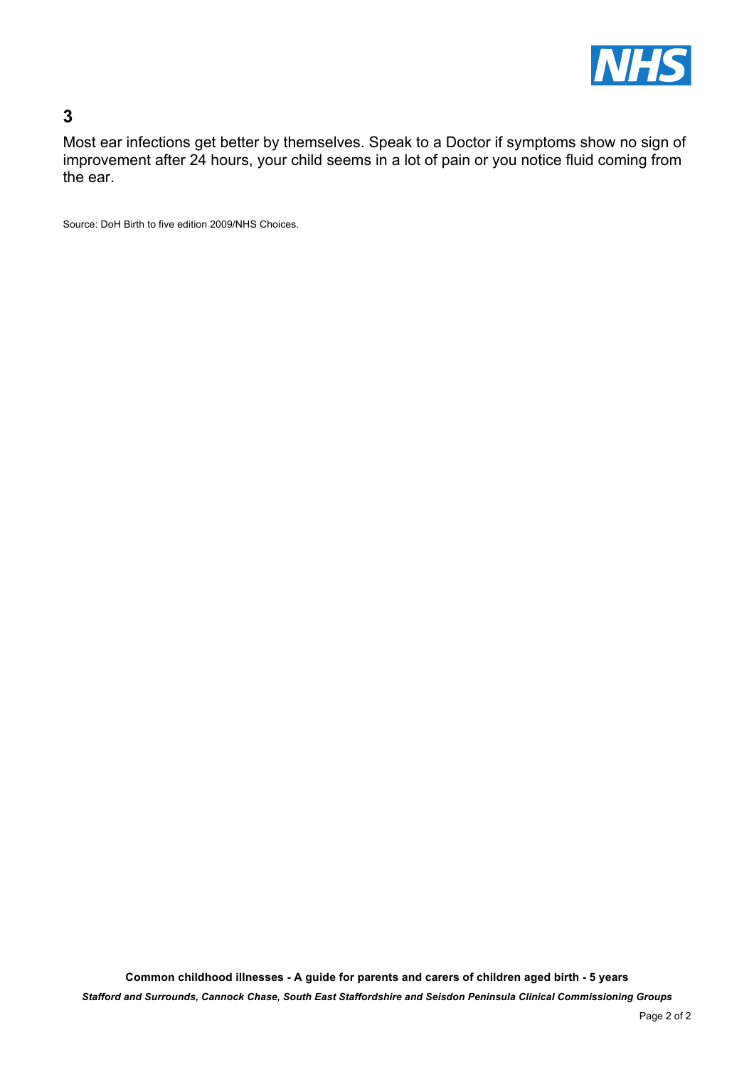**3**

Most ear infections get better by themselves. Speak to a Doctor if symptoms show no sign of improvement after 24 hours, your child seems in a lot of pain or you notice fluid coming from the ear.

Source: DoH Birth to five edition 2009/NHS Choices.